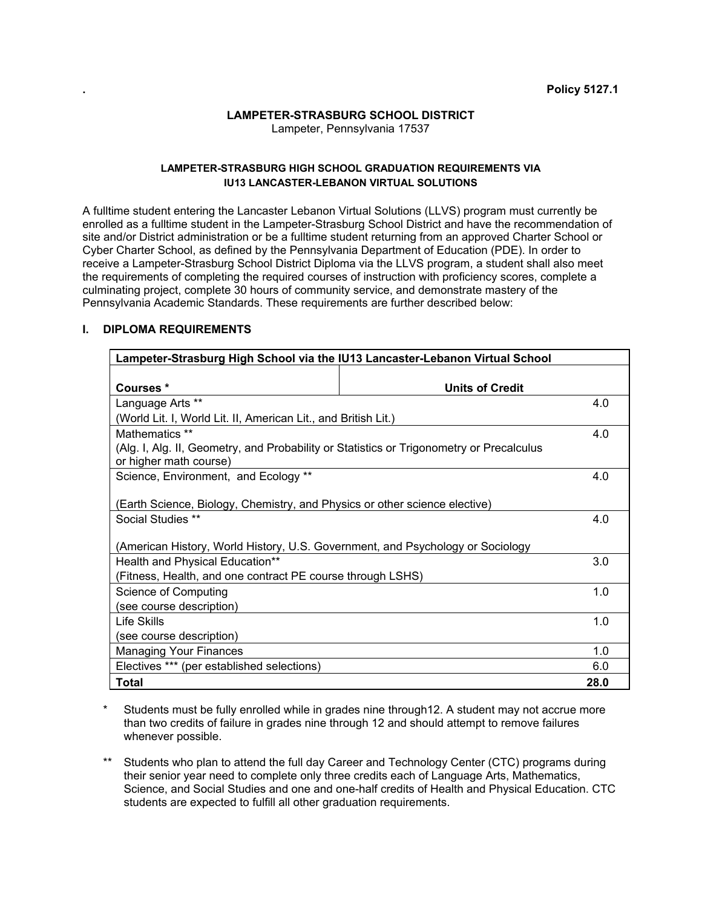. **Policy 5127.1**

**LAMPETER-STRASBURG SCHOOL DISTRICT**
Lampeter, Pennsylvania 17537

**LAMPETER-STRASBURG HIGH SCHOOL GRADUATION REQUIREMENTS VIA IU13 LANCASTER-LEBANON VIRTUAL SOLUTIONS**

A fulltime student entering the Lancaster Lebanon Virtual Solutions (LLVS) program must currently be enrolled as a fulltime student in the Lampeter-Strasburg School District and have the recommendation of site and/or District administration or be a fulltime student returning from an approved Charter School or Cyber Charter School, as defined by the Pennsylvania Department of Education (PDE). In order to receive a Lampeter-Strasburg School District Diploma via the LLVS program, a student shall also meet the requirements of completing the required courses of instruction with proficiency scores, complete a culminating project, complete 30 hours of community service, and demonstrate mastery of the Pennsylvania Academic Standards. These requirements are further described below:

## I. DIPLOMA REQUIREMENTS

| Lampeter-Strasburg High School via the IU13 Lancaster-Lebanon Virtual School | |
|---|---|
| **Courses \*** | **Units of Credit** |
| Language Arts \*\*<br>(World Lit. I, World Lit. II, American Lit., and British Lit.) | 4.0 |
| Mathematics \*\*<br>(Alg. I, Alg. II, Geometry, and Probability or Statistics or Trigonometry or Precalculus or higher math course) | 4.0 |
| Science, Environment, and Ecology \*\*<br>(Earth Science, Biology, Chemistry, and Physics or other science elective) | 4.0 |
| Social Studies \*\*<br>(American History, World History, U.S. Government, and Psychology or Sociology | 4.0 |
| Health and Physical Education\*\*<br>(Fitness, Health, and one contract PE course through LSHS) | 3.0 |
| Science of Computing<br>(see course description) | 1.0 |
| Life Skills<br>(see course description) | 1.0 |
| Managing Your Finances | 1.0 |
| Electives \*\*\* (per established selections) | 6.0 |
| **Total** | **28.0** |

\* Students must be fully enrolled while in grades nine through12. A student may not accrue more than two credits of failure in grades nine through 12 and should attempt to remove failures whenever possible.

\*\* Students who plan to attend the full day Career and Technology Center (CTC) programs during their senior year need to complete only three credits each of Language Arts, Mathematics, Science, and Social Studies and one and one-half credits of Health and Physical Education. CTC students are expected to fulfill all other graduation requirements.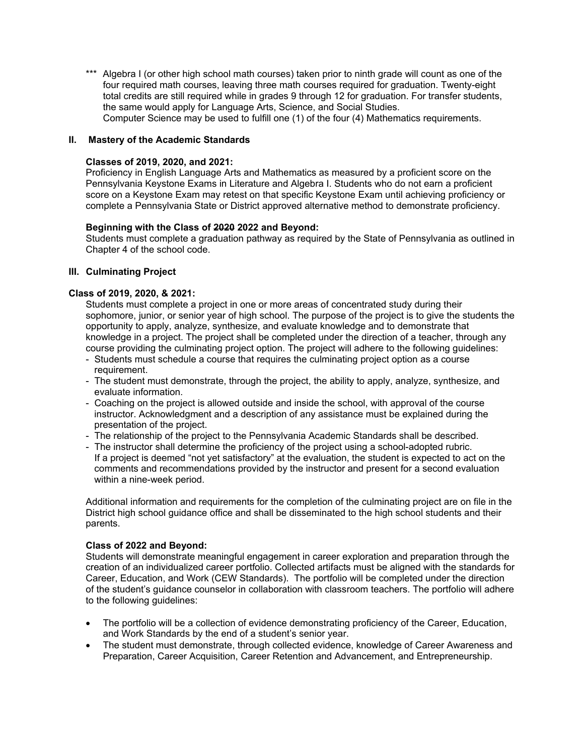\*\*\* Algebra I (or other high school math courses) taken prior to ninth grade will count as one of the four required math courses, leaving three math courses required for graduation. Twenty-eight total credits are still required while in grades 9 through 12 for graduation. For transfer students, the same would apply for Language Arts, Science, and Social Studies.
Computer Science may be used to fulfill one (1) of the four (4) Mathematics requirements.

## II. Mastery of the Academic Standards

**Classes of 2019, 2020, and 2021:**
Proficiency in English Language Arts and Mathematics as measured by a proficient score on the Pennsylvania Keystone Exams in Literature and Algebra I. Students who do not earn a proficient score on a Keystone Exam may retest on that specific Keystone Exam until achieving proficiency or complete a Pennsylvania State or District approved alternative method to demonstrate proficiency.

**Beginning with the Class of ~~2020~~ 2022 and Beyond:**
Students must complete a graduation pathway as required by the State of Pennsylvania as outlined in Chapter 4 of the school code.

## III. Culminating Project

**Class of 2019, 2020, & 2021:**
Students must complete a project in one or more areas of concentrated study during their sophomore, junior, or senior year of high school. The purpose of the project is to give the students the opportunity to apply, analyze, synthesize, and evaluate knowledge and to demonstrate that knowledge in a project. The project shall be completed under the direction of a teacher, through any course providing the culminating project option. The project will adhere to the following guidelines:

- Students must schedule a course that requires the culminating project option as a course requirement.
- The student must demonstrate, through the project, the ability to apply, analyze, synthesize, and evaluate information.
- Coaching on the project is allowed outside and inside the school, with approval of the course instructor. Acknowledgment and a description of any assistance must be explained during the presentation of the project.
- The relationship of the project to the Pennsylvania Academic Standards shall be described.
- The instructor shall determine the proficiency of the project using a school-adopted rubric. If a project is deemed "not yet satisfactory" at the evaluation, the student is expected to act on the comments and recommendations provided by the instructor and present for a second evaluation within a nine-week period.

Additional information and requirements for the completion of the culminating project are on file in the District high school guidance office and shall be disseminated to the high school students and their parents.

**Class of 2022 and Beyond:**
Students will demonstrate meaningful engagement in career exploration and preparation through the creation of an individualized career portfolio. Collected artifacts must be aligned with the standards for Career, Education, and Work (CEW Standards). The portfolio will be completed under the direction of the student's guidance counselor in collaboration with classroom teachers. The portfolio will adhere to the following guidelines:

- The portfolio will be a collection of evidence demonstrating proficiency of the Career, Education, and Work Standards by the end of a student's senior year.
- The student must demonstrate, through collected evidence, knowledge of Career Awareness and Preparation, Career Acquisition, Career Retention and Advancement, and Entrepreneurship.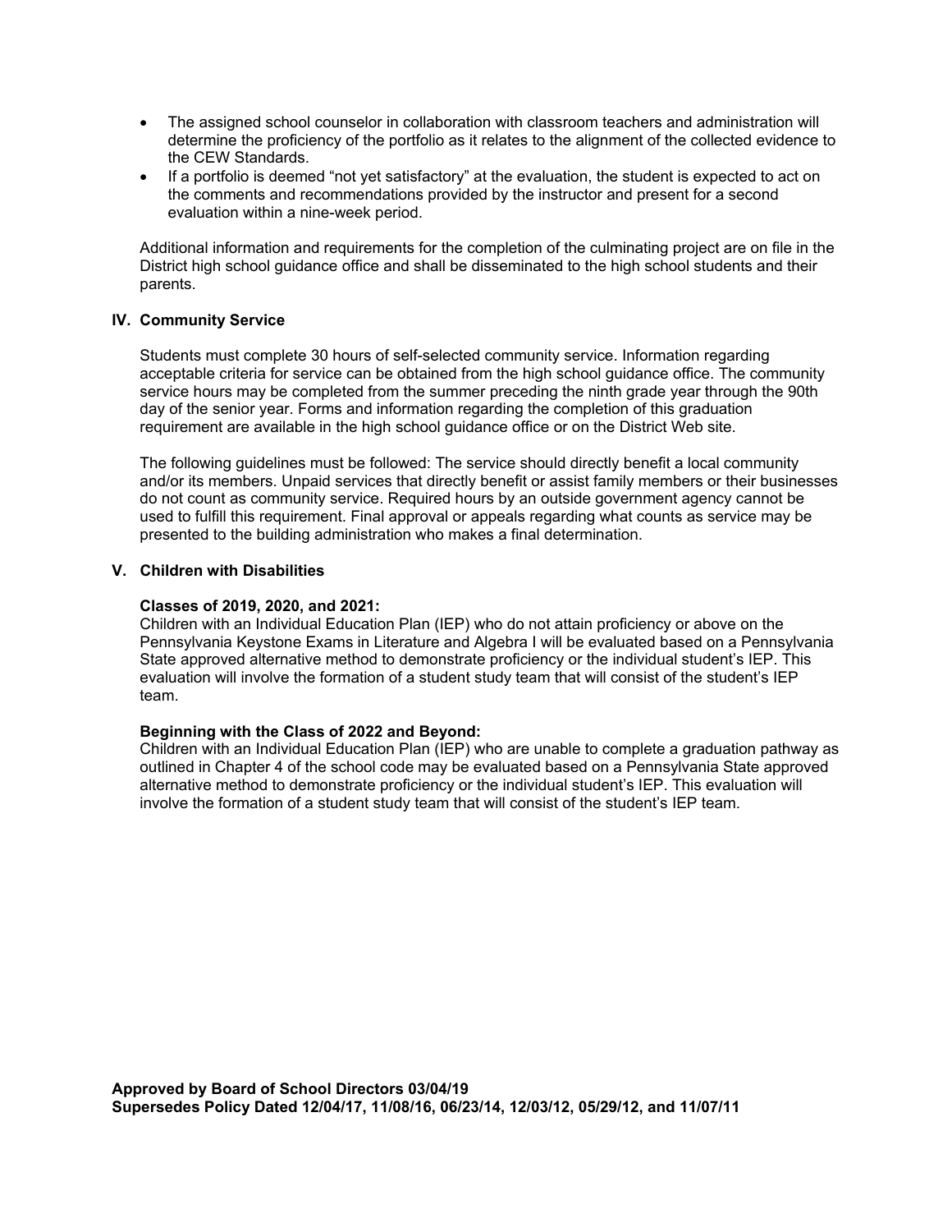- The assigned school counselor in collaboration with classroom teachers and administration will determine the proficiency of the portfolio as it relates to the alignment of the collected evidence to the CEW Standards.
- If a portfolio is deemed "not yet satisfactory" at the evaluation, the student is expected to act on the comments and recommendations provided by the instructor and present for a second evaluation within a nine-week period.

Additional information and requirements for the completion of the culminating project are on file in the District high school guidance office and shall be disseminated to the high school students and their parents.

## IV. Community Service

Students must complete 30 hours of self-selected community service. Information regarding acceptable criteria for service can be obtained from the high school guidance office. The community service hours may be completed from the summer preceding the ninth grade year through the 90th day of the senior year. Forms and information regarding the completion of this graduation requirement are available in the high school guidance office or on the District Web site.

The following guidelines must be followed: The service should directly benefit a local community and/or its members. Unpaid services that directly benefit or assist family members or their businesses do not count as community service. Required hours by an outside government agency cannot be used to fulfill this requirement. Final approval or appeals regarding what counts as service may be presented to the building administration who makes a final determination.

## V. Children with Disabilities

**Classes of 2019, 2020, and 2021:**
Children with an Individual Education Plan (IEP) who do not attain proficiency or above on the Pennsylvania Keystone Exams in Literature and Algebra I will be evaluated based on a Pennsylvania State approved alternative method to demonstrate proficiency or the individual student's IEP. This evaluation will involve the formation of a student study team that will consist of the student's IEP team.

**Beginning with the Class of 2022 and Beyond:**
Children with an Individual Education Plan (IEP) who are unable to complete a graduation pathway as outlined in Chapter 4 of the school code may be evaluated based on a Pennsylvania State approved alternative method to demonstrate proficiency or the individual student's IEP. This evaluation will involve the formation of a student study team that will consist of the student's IEP team.

**Approved by Board of School Directors 03/04/19**
**Supersedes Policy Dated 12/04/17, 11/08/16, 06/23/14, 12/03/12, 05/29/12, and 11/07/11**